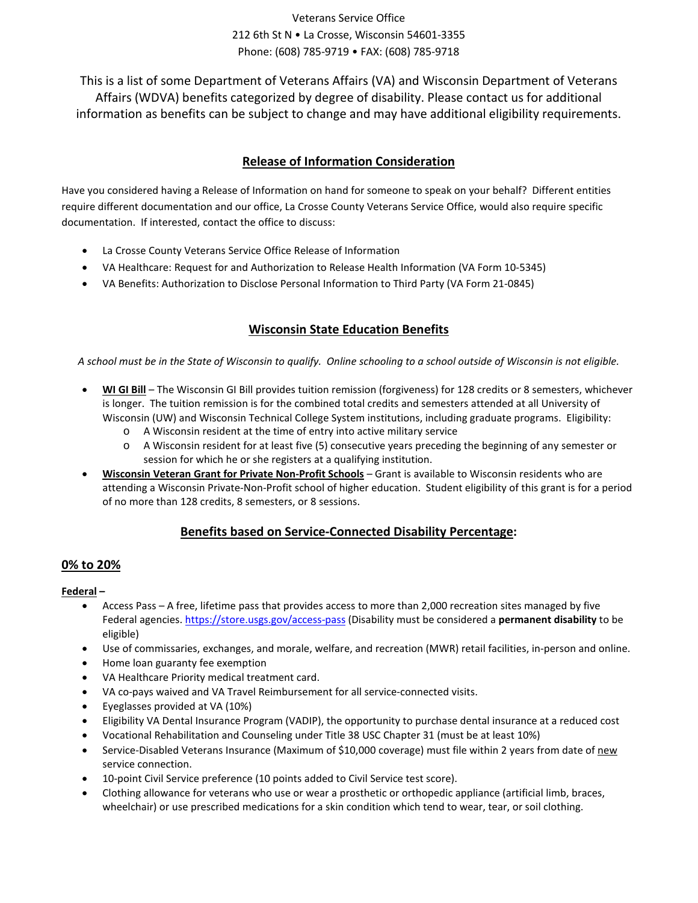Veterans Service Office
212 6th St N • La Crosse, Wisconsin 54601-3355
Phone: (608) 785-9719 • FAX: (608) 785-9718

This is a list of some Department of Veterans Affairs (VA) and Wisconsin Department of Veterans Affairs (WDVA) benefits categorized by degree of disability. Please contact us for additional information as benefits can be subject to change and may have additional eligibility requirements.

## Release of Information Consideration

Have you considered having a Release of Information on hand for someone to speak on your behalf? Different entities require different documentation and our office, La Crosse County Veterans Service Office, would also require specific documentation. If interested, contact the office to discuss:

- La Crosse County Veterans Service Office Release of Information
- VA Healthcare: Request for and Authorization to Release Health Information (VA Form 10-5345)
- VA Benefits: Authorization to Disclose Personal Information to Third Party (VA Form 21-0845)

## Wisconsin State Education Benefits

*A school must be in the State of Wisconsin to qualify. Online schooling to a school outside of Wisconsin is not eligible.*

- **WI GI Bill** – The Wisconsin GI Bill provides tuition remission (forgiveness) for 128 credits or 8 semesters, whichever is longer. The tuition remission is for the combined total credits and semesters attended at all University of Wisconsin (UW) and Wisconsin Technical College System institutions, including graduate programs. Eligibility:
  - A Wisconsin resident at the time of entry into active military service
  - A Wisconsin resident for at least five (5) consecutive years preceding the beginning of any semester or session for which he or she registers at a qualifying institution.
- **Wisconsin Veteran Grant for Private Non-Profit Schools** – Grant is available to Wisconsin residents who are attending a Wisconsin Private-Non-Profit school of higher education. Student eligibility of this grant is for a period of no more than 128 credits, 8 semesters, or 8 sessions.

## Benefits based on Service-Connected Disability Percentage:

### 0% to 20%

**Federal –**

- Access Pass – A free, lifetime pass that provides access to more than 2,000 recreation sites managed by five Federal agencies. https://store.usgs.gov/access-pass (Disability must be considered a **permanent disability** to be eligible)
- Use of commissaries, exchanges, and morale, welfare, and recreation (MWR) retail facilities, in-person and online.
- Home loan guaranty fee exemption
- VA Healthcare Priority medical treatment card.
- VA co-pays waived and VA Travel Reimbursement for all service-connected visits.
- Eyeglasses provided at VA (10%)
- Eligibility VA Dental Insurance Program (VADIP), the opportunity to purchase dental insurance at a reduced cost
- Vocational Rehabilitation and Counseling under Title 38 USC Chapter 31 (must be at least 10%)
- Service-Disabled Veterans Insurance (Maximum of $10,000 coverage) must file within 2 years from date of new service connection.
- 10-point Civil Service preference (10 points added to Civil Service test score).
- Clothing allowance for veterans who use or wear a prosthetic or orthopedic appliance (artificial limb, braces, wheelchair) or use prescribed medications for a skin condition which tend to wear, tear, or soil clothing.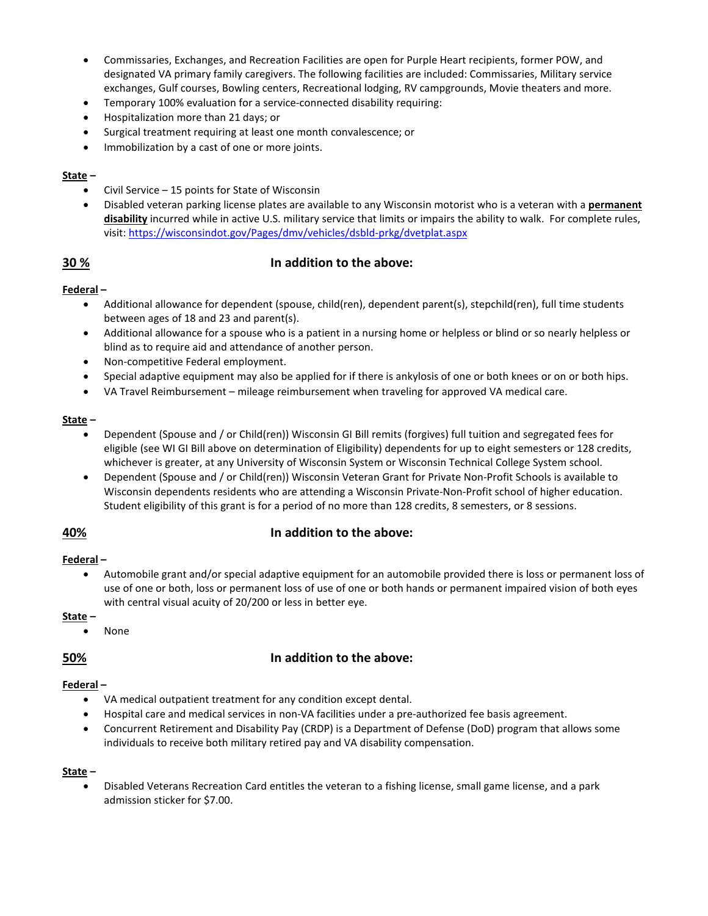- Commissaries, Exchanges, and Recreation Facilities are open for Purple Heart recipients, former POW, and designated VA primary family caregivers. The following facilities are included: Commissaries, Military service exchanges, Gulf courses, Bowling centers, Recreational lodging, RV campgrounds, Movie theaters and more.
- Temporary 100% evaluation for a service-connected disability requiring:
- Hospitalization more than 21 days; or
- Surgical treatment requiring at least one month convalescence; or
- Immobilization by a cast of one or more joints.

**State** –

- Civil Service – 15 points for State of Wisconsin
- Disabled veteran parking license plates are available to any Wisconsin motorist who is a veteran with a **permanent disability** incurred while in active U.S. military service that limits or impairs the ability to walk. For complete rules, visit: https://wisconsindot.gov/Pages/dmv/vehicles/dsbld-prkg/dvetplat.aspx

## 30 % In addition to the above:

**Federal** –

- Additional allowance for dependent (spouse, child(ren), dependent parent(s), stepchild(ren), full time students between ages of 18 and 23 and parent(s).
- Additional allowance for a spouse who is a patient in a nursing home or helpless or blind or so nearly helpless or blind as to require aid and attendance of another person.
- Non-competitive Federal employment.
- Special adaptive equipment may also be applied for if there is ankylosis of one or both knees or on or both hips.
- VA Travel Reimbursement – mileage reimbursement when traveling for approved VA medical care.

**State** –

- Dependent (Spouse and / or Child(ren)) Wisconsin GI Bill remits (forgives) full tuition and segregated fees for eligible (see WI GI Bill above on determination of Eligibility) dependents for up to eight semesters or 128 credits, whichever is greater, at any University of Wisconsin System or Wisconsin Technical College System school.
- Dependent (Spouse and / or Child(ren)) Wisconsin Veteran Grant for Private Non-Profit Schools is available to Wisconsin dependents residents who are attending a Wisconsin Private-Non-Profit school of higher education. Student eligibility of this grant is for a period of no more than 128 credits, 8 semesters, or 8 sessions.

## 40% In addition to the above:

**Federal** –

- Automobile grant and/or special adaptive equipment for an automobile provided there is loss or permanent loss of use of one or both, loss or permanent loss of use of one or both hands or permanent impaired vision of both eyes with central visual acuity of 20/200 or less in better eye.

**State** –

- None

## 50% In addition to the above:

**Federal** –

- VA medical outpatient treatment for any condition except dental.
- Hospital care and medical services in non-VA facilities under a pre-authorized fee basis agreement.
- Concurrent Retirement and Disability Pay (CRDP) is a Department of Defense (DoD) program that allows some individuals to receive both military retired pay and VA disability compensation.

**State** –

- Disabled Veterans Recreation Card entitles the veteran to a fishing license, small game license, and a park admission sticker for $7.00.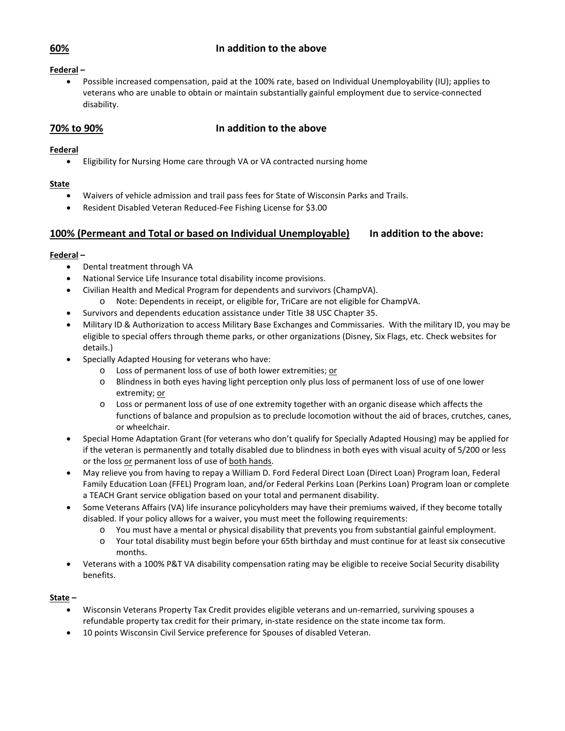## <u>60%</u> In addition to the above

**<u>Federal</u> –**

- Possible increased compensation, paid at the 100% rate, based on Individual Unemployability (IU); applies to veterans who are unable to obtain or maintain substantially gainful employment due to service-connected disability.

## <u>70% to 90%</u> In addition to the above

**<u>Federal</u>**

- Eligibility for Nursing Home care through VA or VA contracted nursing home

**<u>State</u>**

- Waivers of vehicle admission and trail pass fees for State of Wisconsin Parks and Trails.
- Resident Disabled Veteran Reduced-Fee Fishing License for $3.00

## <u>100% (Permeant and Total or based on Individual Unemployable)</u> In addition to the above:

**<u>Federal</u> –**

- Dental treatment through VA
- National Service Life Insurance total disability income provisions.
- Civilian Health and Medical Program for dependents and survivors (ChampVA).
  - Note: Dependents in receipt, or eligible for, TriCare are not eligible for ChampVA.
- Survivors and dependents education assistance under Title 38 USC Chapter 35.
- Military ID & Authorization to access Military Base Exchanges and Commissaries. With the military ID, you may be eligible to special offers through theme parks, or other organizations (Disney, Six Flags, etc. Check websites for details.)
- Specially Adapted Housing for veterans who have:
  - Loss of permanent loss of use of both lower extremities; <u>or</u>
  - Blindness in both eyes having light perception only plus loss of permanent loss of use of one lower extremity; <u>or</u>
  - Loss or permanent loss of use of one extremity together with an organic disease which affects the functions of balance and propulsion as to preclude locomotion without the aid of braces, crutches, canes, or wheelchair.
- Special Home Adaptation Grant (for veterans who don't qualify for Specially Adapted Housing) may be applied for if the veteran is permanently and totally disabled due to blindness in both eyes with visual acuity of 5/200 or less or the loss <u>or</u> permanent loss of use of <u>both hands</u>.
- May relieve you from having to repay a William D. Ford Federal Direct Loan (Direct Loan) Program loan, Federal Family Education Loan (FFEL) Program loan, and/or Federal Perkins Loan (Perkins Loan) Program loan or complete a TEACH Grant service obligation based on your total and permanent disability.
- Some Veterans Affairs (VA) life insurance policyholders may have their premiums waived, if they become totally disabled. If your policy allows for a waiver, you must meet the following requirements:
  - You must have a mental or physical disability that prevents you from substantial gainful employment.
  - Your total disability must begin before your 65th birthday and must continue for at least six consecutive months.
- Veterans with a 100% P&T VA disability compensation rating may be eligible to receive Social Security disability benefits.

**<u>State</u> –**

- Wisconsin Veterans Property Tax Credit provides eligible veterans and un-remarried, surviving spouses a refundable property tax credit for their primary, in-state residence on the state income tax form.
- 10 points Wisconsin Civil Service preference for Spouses of disabled Veteran.